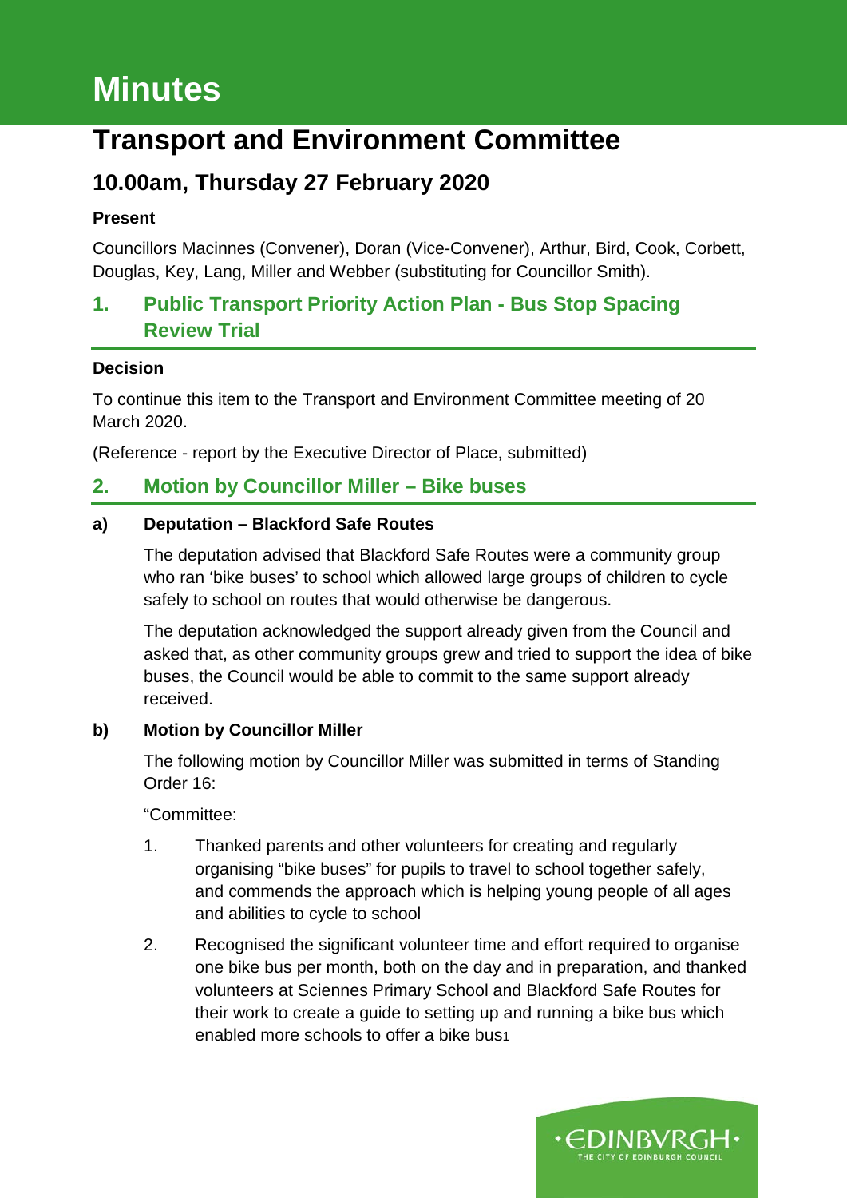# Minutes

# Transport and Environment Committee

## 10.00am, Thursday 27 February 2020

**Present**

Councillors Macinnes (Convener), Doran (Vice-Convener), Arthur, Bird, Cook, Corbett, Douglas, Key, Lang, Miller and Webber (substituting for Councillor Smith).

## 1. Public Transport Priority Action Plan - Bus Stop Spacing Review Trial

**Decision**

To continue this item to the Transport and Environment Committee meeting of 20 March 2020.

(Reference - report by the Executive Director of Place, submitted)

## 2. Motion by Councillor Miller – Bike buses

**a) Deputation – Blackford Safe Routes**

The deputation advised that Blackford Safe Routes were a community group who ran 'bike buses' to school which allowed large groups of children to cycle safely to school on routes that would otherwise be dangerous.

The deputation acknowledged the support already given from the Council and asked that, as other community groups grew and tried to support the idea of bike buses, the Council would be able to commit to the same support already received.

**b) Motion by Councillor Miller**

The following motion by Councillor Miller was submitted in terms of Standing Order 16:

"Committee:

1. Thanked parents and other volunteers for creating and regularly organising "bike buses" for pupils to travel to school together safely, and commends the approach which is helping young people of all ages and abilities to cycle to school

2. Recognised the significant volunteer time and effort required to organise one bike bus per month, both on the day and in preparation, and thanked volunteers at Sciennes Primary School and Blackford Safe Routes for their work to create a guide to setting up and running a bike bus which enabled more schools to offer a bike bus[1]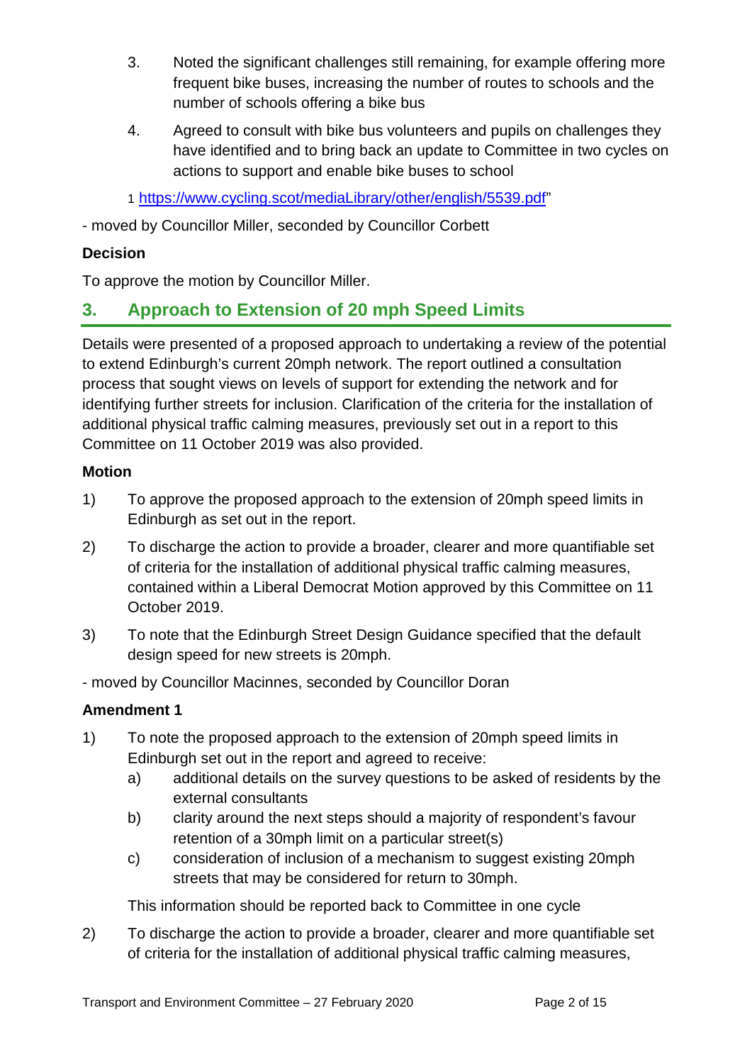3. Noted the significant challenges still remaining, for example offering more frequent bike buses, increasing the number of routes to schools and the number of schools offering a bike bus

4. Agreed to consult with bike bus volunteers and pupils on challenges they have identified and to bring back an update to Committee in two cycles on actions to support and enable bike buses to school

1 https://www.cycling.scot/mediaLibrary/other/english/5539.pdf"

- moved by Councillor Miller, seconded by Councillor Corbett

**Decision**

To approve the motion by Councillor Miller.

## 3. Approach to Extension of 20 mph Speed Limits

Details were presented of a proposed approach to undertaking a review of the potential to extend Edinburgh's current 20mph network. The report outlined a consultation process that sought views on levels of support for extending the network and for identifying further streets for inclusion. Clarification of the criteria for the installation of additional physical traffic calming measures, previously set out in a report to this Committee on 11 October 2019 was also provided.

**Motion**

1) To approve the proposed approach to the extension of 20mph speed limits in Edinburgh as set out in the report.

2) To discharge the action to provide a broader, clearer and more quantifiable set of criteria for the installation of additional physical traffic calming measures, contained within a Liberal Democrat Motion approved by this Committee on 11 October 2019.

3) To note that the Edinburgh Street Design Guidance specified that the default design speed for new streets is 20mph.

- moved by Councillor Macinnes, seconded by Councillor Doran

**Amendment 1**

1) To note the proposed approach to the extension of 20mph speed limits in Edinburgh set out in the report and agreed to receive:
   a) additional details on the survey questions to be asked of residents by the external consultants
   b) clarity around the next steps should a majority of respondent's favour retention of a 30mph limit on a particular street(s)
   c) consideration of inclusion of a mechanism to suggest existing 20mph streets that may be considered for return to 30mph.

   This information should be reported back to Committee in one cycle

2) To discharge the action to provide a broader, clearer and more quantifiable set of criteria for the installation of additional physical traffic calming measures,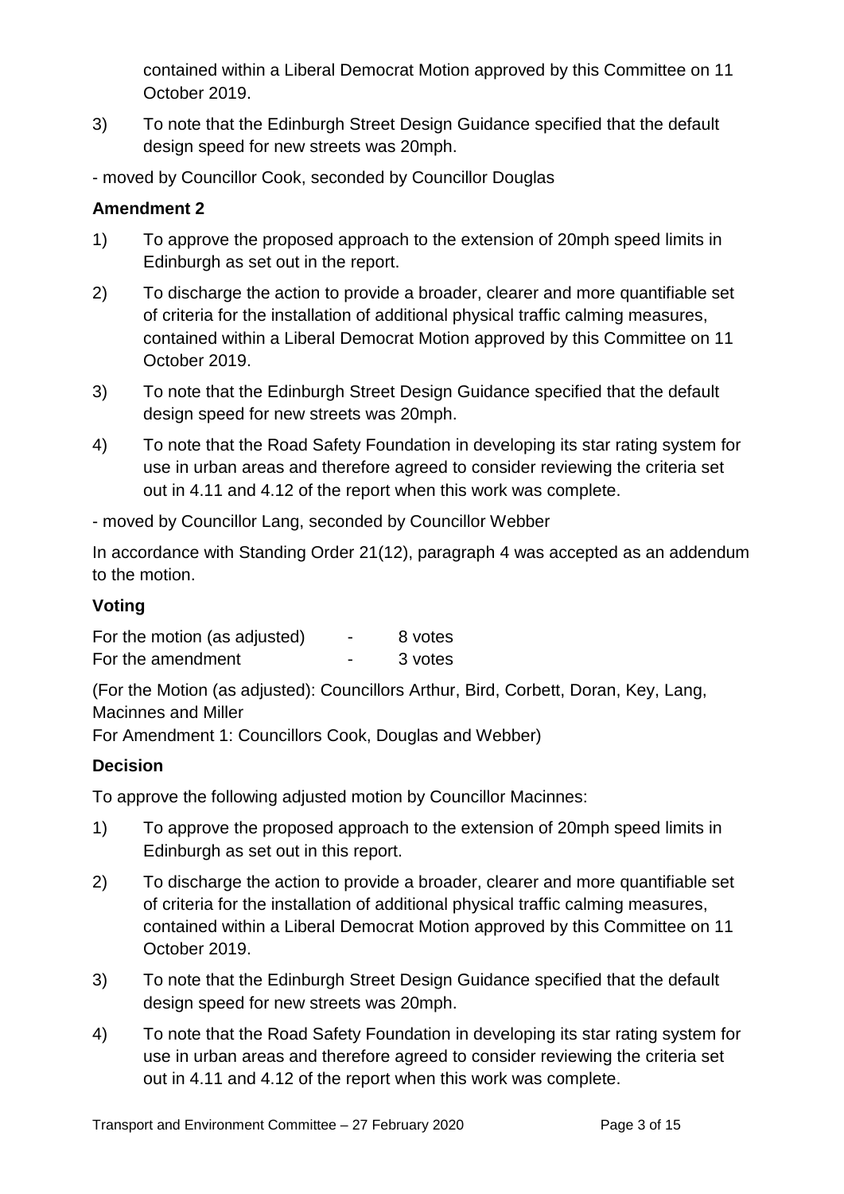contained within a Liberal Democrat Motion approved by this Committee on 11 October 2019.

3) To note that the Edinburgh Street Design Guidance specified that the default design speed for new streets was 20mph.

- moved by Councillor Cook, seconded by Councillor Douglas

**Amendment 2**

1) To approve the proposed approach to the extension of 20mph speed limits in Edinburgh as set out in the report.

2) To discharge the action to provide a broader, clearer and more quantifiable set of criteria for the installation of additional physical traffic calming measures, contained within a Liberal Democrat Motion approved by this Committee on 11 October 2019.

3) To note that the Edinburgh Street Design Guidance specified that the default design speed for new streets was 20mph.

4) To note that the Road Safety Foundation in developing its star rating system for use in urban areas and therefore agreed to consider reviewing the criteria set out in 4.11 and 4.12 of the report when this work was complete.

- moved by Councillor Lang, seconded by Councillor Webber

In accordance with Standing Order 21(12), paragraph 4 was accepted as an addendum to the motion.

**Voting**

| | | |
|---|---|---|
| For the motion (as adjusted) | - | 8 votes |
| For the amendment | - | 3 votes |

(For the Motion (as adjusted): Councillors Arthur, Bird, Corbett, Doran, Key, Lang, Macinnes and Miller
For Amendment 1: Councillors Cook, Douglas and Webber)

**Decision**

To approve the following adjusted motion by Councillor Macinnes:

1) To approve the proposed approach to the extension of 20mph speed limits in Edinburgh as set out in this report.

2) To discharge the action to provide a broader, clearer and more quantifiable set of criteria for the installation of additional physical traffic calming measures, contained within a Liberal Democrat Motion approved by this Committee on 11 October 2019.

3) To note that the Edinburgh Street Design Guidance specified that the default design speed for new streets was 20mph.

4) To note that the Road Safety Foundation in developing its star rating system for use in urban areas and therefore agreed to consider reviewing the criteria set out in 4.11 and 4.12 of the report when this work was complete.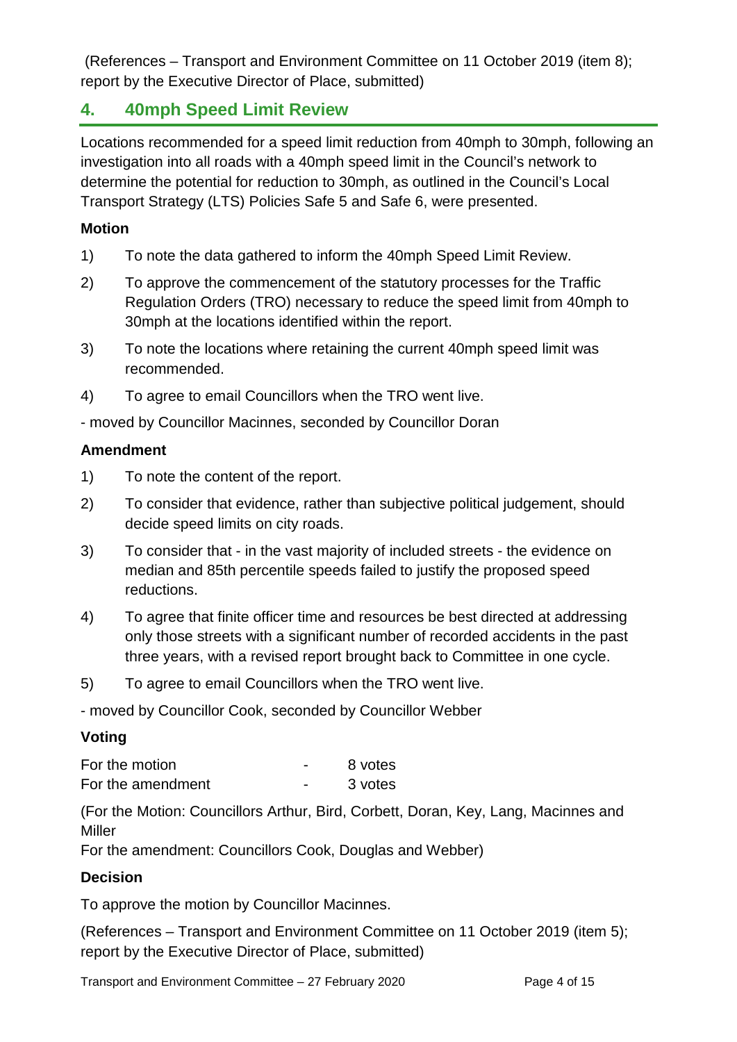(References – Transport and Environment Committee on 11 October 2019 (item 8); report by the Executive Director of Place, submitted)

## 4. 40mph Speed Limit Review

Locations recommended for a speed limit reduction from 40mph to 30mph, following an investigation into all roads with a 40mph speed limit in the Council's network to determine the potential for reduction to 30mph, as outlined in the Council's Local Transport Strategy (LTS) Policies Safe 5 and Safe 6, were presented.

**Motion**

1) To note the data gathered to inform the 40mph Speed Limit Review.
2) To approve the commencement of the statutory processes for the Traffic Regulation Orders (TRO) necessary to reduce the speed limit from 40mph to 30mph at the locations identified within the report.
3) To note the locations where retaining the current 40mph speed limit was recommended.
4) To agree to email Councillors when the TRO went live.

- moved by Councillor Macinnes, seconded by Councillor Doran

**Amendment**

1) To note the content of the report.
2) To consider that evidence, rather than subjective political judgement, should decide speed limits on city roads.
3) To consider that - in the vast majority of included streets - the evidence on median and 85th percentile speeds failed to justify the proposed speed reductions.
4) To agree that finite officer time and resources be best directed at addressing only those streets with a significant number of recorded accidents in the past three years, with a revised report brought back to Committee in one cycle.
5) To agree to email Councillors when the TRO went live.

- moved by Councillor Cook, seconded by Councillor Webber

**Voting**

| | | |
|---|---|---|
| For the motion | - | 8 votes |
| For the amendment | - | 3 votes |

(For the Motion: Councillors Arthur, Bird, Corbett, Doran, Key, Lang, Macinnes and Miller
For the amendment: Councillors Cook, Douglas and Webber)

**Decision**

To approve the motion by Councillor Macinnes.

(References – Transport and Environment Committee on 11 October 2019 (item 5); report by the Executive Director of Place, submitted)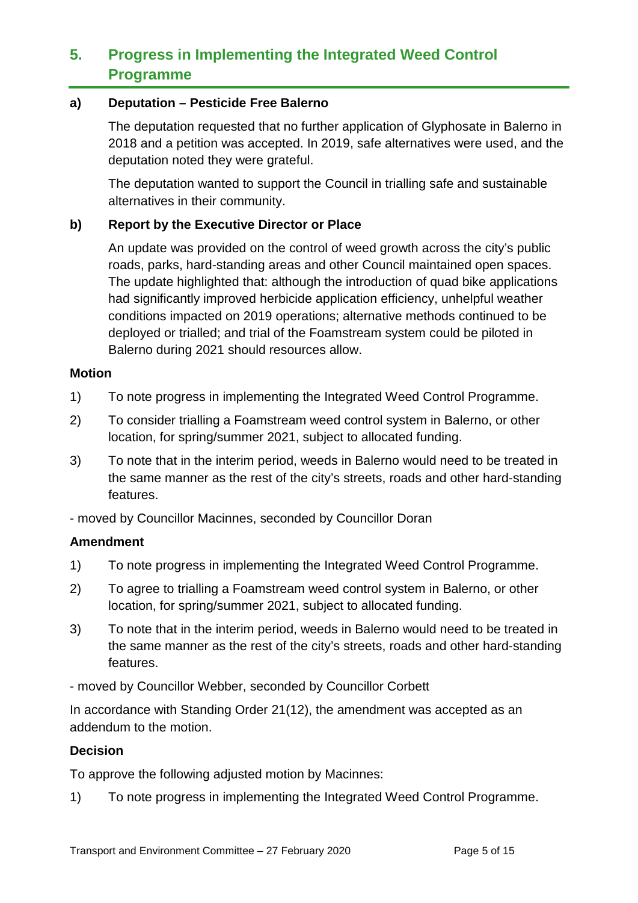## 5. Progress in Implementing the Integrated Weed Control Programme

### a) Deputation – Pesticide Free Balerno

The deputation requested that no further application of Glyphosate in Balerno in 2018 and a petition was accepted. In 2019, safe alternatives were used, and the deputation noted they were grateful.

The deputation wanted to support the Council in trialling safe and sustainable alternatives in their community.

### b) Report by the Executive Director or Place

An update was provided on the control of weed growth across the city's public roads, parks, hard-standing areas and other Council maintained open spaces. The update highlighted that: although the introduction of quad bike applications had significantly improved herbicide application efficiency, unhelpful weather conditions impacted on 2019 operations; alternative methods continued to be deployed or trialled; and trial of the Foamstream system could be piloted in Balerno during 2021 should resources allow.

**Motion**

1) To note progress in implementing the Integrated Weed Control Programme.
2) To consider trialling a Foamstream weed control system in Balerno, or other location, for spring/summer 2021, subject to allocated funding.
3) To note that in the interim period, weeds in Balerno would need to be treated in the same manner as the rest of the city's streets, roads and other hard-standing features.

- moved by Councillor Macinnes, seconded by Councillor Doran

**Amendment**

1) To note progress in implementing the Integrated Weed Control Programme.
2) To agree to trialling a Foamstream weed control system in Balerno, or other location, for spring/summer 2021, subject to allocated funding.
3) To note that in the interim period, weeds in Balerno would need to be treated in the same manner as the rest of the city's streets, roads and other hard-standing features.

- moved by Councillor Webber, seconded by Councillor Corbett

In accordance with Standing Order 21(12), the amendment was accepted as an addendum to the motion.

**Decision**

To approve the following adjusted motion by Macinnes:

1) To note progress in implementing the Integrated Weed Control Programme.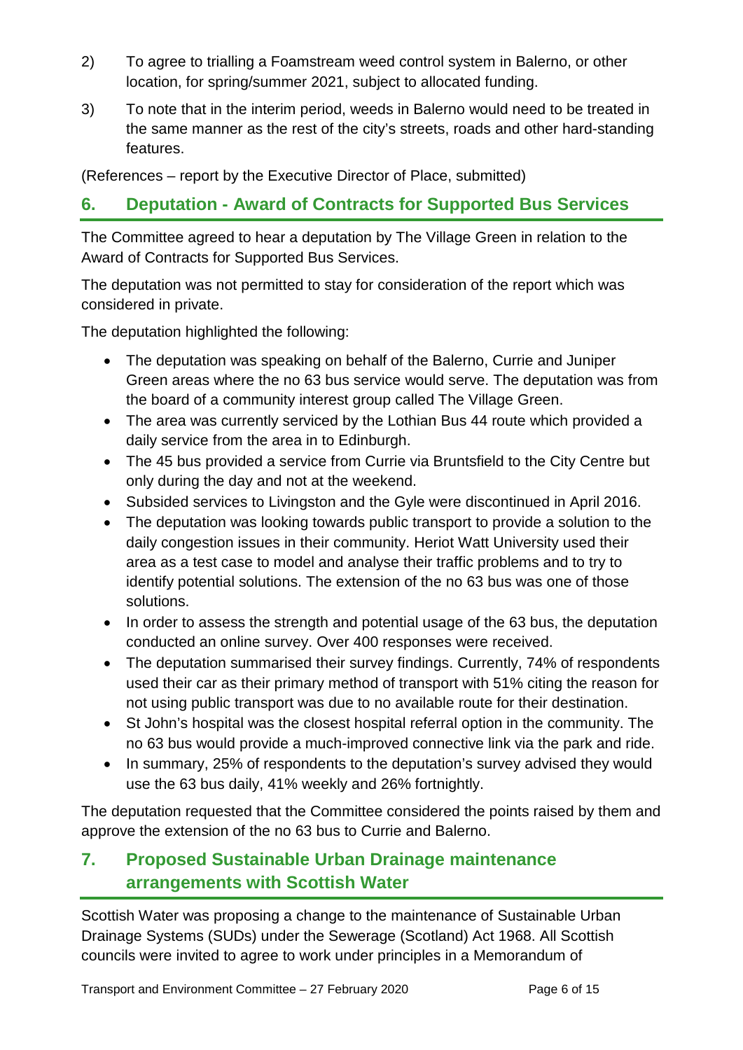2) To agree to trialling a Foamstream weed control system in Balerno, or other location, for spring/summer 2021, subject to allocated funding.

3) To note that in the interim period, weeds in Balerno would need to be treated in the same manner as the rest of the city's streets, roads and other hard-standing features.

(References – report by the Executive Director of Place, submitted)

## 6. Deputation - Award of Contracts for Supported Bus Services

The Committee agreed to hear a deputation by The Village Green in relation to the Award of Contracts for Supported Bus Services.

The deputation was not permitted to stay for consideration of the report which was considered in private.

The deputation highlighted the following:

- The deputation was speaking on behalf of the Balerno, Currie and Juniper Green areas where the no 63 bus service would serve. The deputation was from the board of a community interest group called The Village Green.
- The area was currently serviced by the Lothian Bus 44 route which provided a daily service from the area in to Edinburgh.
- The 45 bus provided a service from Currie via Bruntsfield to the City Centre but only during the day and not at the weekend.
- Subsided services to Livingston and the Gyle were discontinued in April 2016.
- The deputation was looking towards public transport to provide a solution to the daily congestion issues in their community. Heriot Watt University used their area as a test case to model and analyse their traffic problems and to try to identify potential solutions. The extension of the no 63 bus was one of those solutions.
- In order to assess the strength and potential usage of the 63 bus, the deputation conducted an online survey. Over 400 responses were received.
- The deputation summarised their survey findings. Currently, 74% of respondents used their car as their primary method of transport with 51% citing the reason for not using public transport was due to no available route for their destination.
- St John's hospital was the closest hospital referral option in the community. The no 63 bus would provide a much-improved connective link via the park and ride.
- In summary, 25% of respondents to the deputation's survey advised they would use the 63 bus daily, 41% weekly and 26% fortnightly.

The deputation requested that the Committee considered the points raised by them and approve the extension of the no 63 bus to Currie and Balerno.

## 7. Proposed Sustainable Urban Drainage maintenance arrangements with Scottish Water

Scottish Water was proposing a change to the maintenance of Sustainable Urban Drainage Systems (SUDs) under the Sewerage (Scotland) Act 1968. All Scottish councils were invited to agree to work under principles in a Memorandum of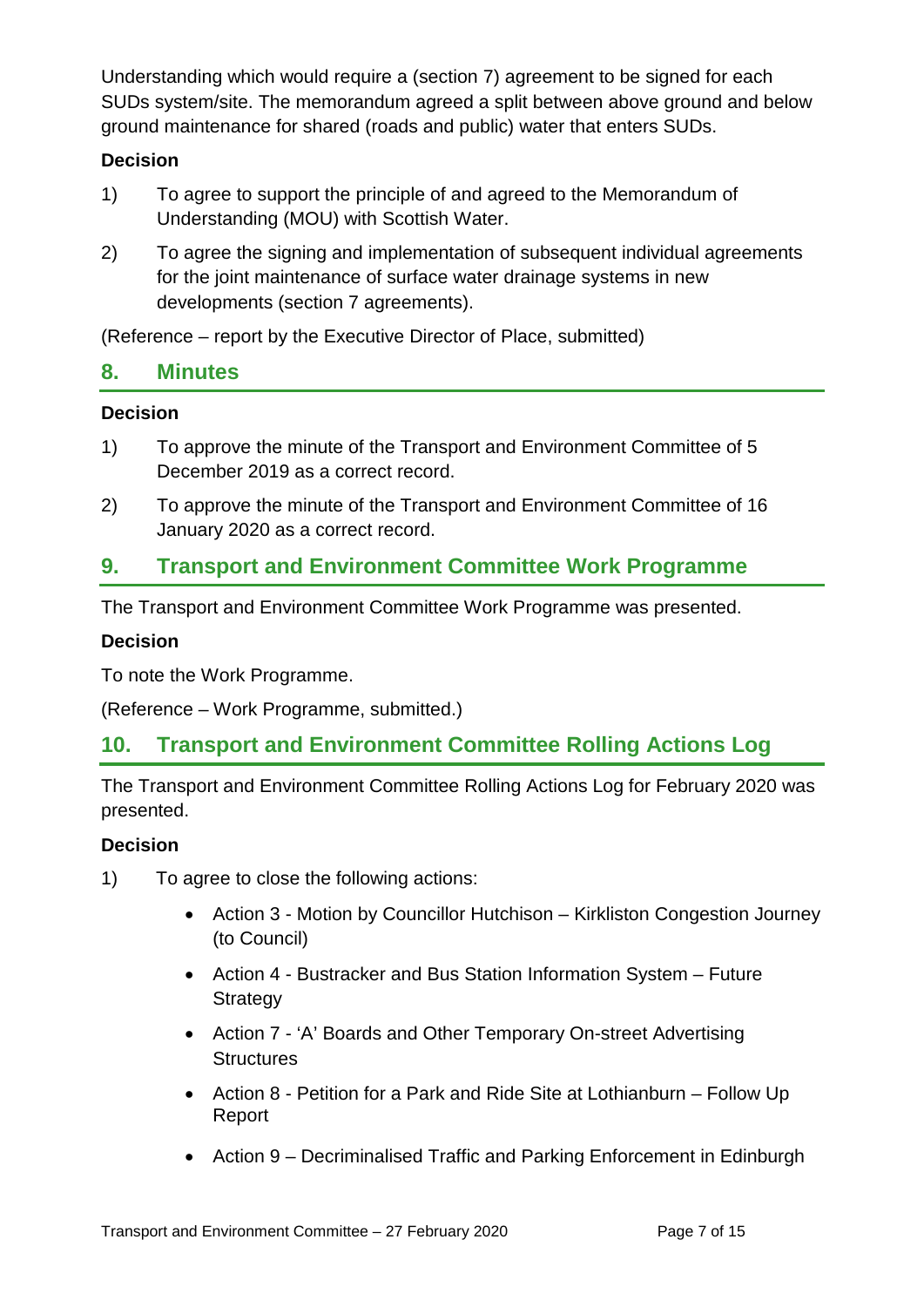Understanding which would require a (section 7) agreement to be signed for each SUDs system/site. The memorandum agreed a split between above ground and below ground maintenance for shared (roads and public) water that enters SUDs.

**Decision**

1) To agree to support the principle of and agreed to the Memorandum of Understanding (MOU) with Scottish Water.

2) To agree the signing and implementation of subsequent individual agreements for the joint maintenance of surface water drainage systems in new developments (section 7 agreements).

(Reference – report by the Executive Director of Place, submitted)

## 8. Minutes

**Decision**

1) To approve the minute of the Transport and Environment Committee of 5 December 2019 as a correct record.

2) To approve the minute of the Transport and Environment Committee of 16 January 2020 as a correct record.

## 9. Transport and Environment Committee Work Programme

The Transport and Environment Committee Work Programme was presented.

**Decision**

To note the Work Programme.

(Reference – Work Programme, submitted.)

## 10. Transport and Environment Committee Rolling Actions Log

The Transport and Environment Committee Rolling Actions Log for February 2020 was presented.

**Decision**

1) To agree to close the following actions:

- Action 3 - Motion by Councillor Hutchison – Kirkliston Congestion Journey (to Council)
- Action 4 - Bustracker and Bus Station Information System – Future Strategy
- Action 7 - 'A' Boards and Other Temporary On-street Advertising Structures
- Action 8 - Petition for a Park and Ride Site at Lothianburn – Follow Up Report
- Action 9 – Decriminalised Traffic and Parking Enforcement in Edinburgh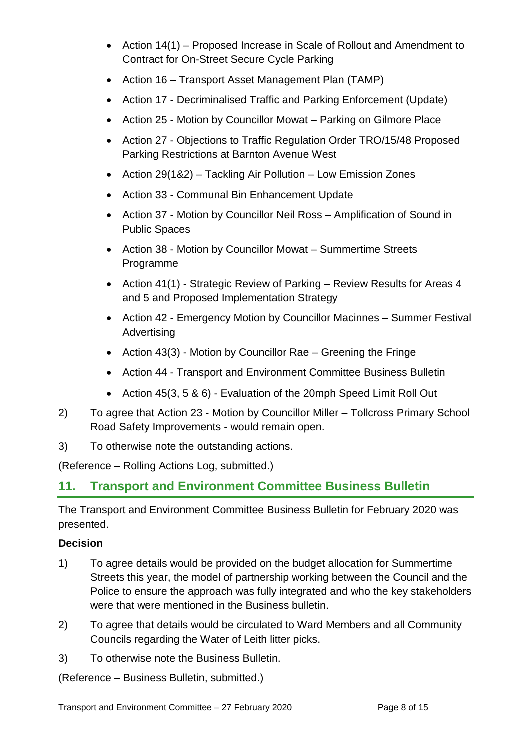- Action 14(1) – Proposed Increase in Scale of Rollout and Amendment to Contract for On-Street Secure Cycle Parking
- Action 16 – Transport Asset Management Plan (TAMP)
- Action 17 - Decriminalised Traffic and Parking Enforcement (Update)
- Action 25 - Motion by Councillor Mowat – Parking on Gilmore Place
- Action 27 - Objections to Traffic Regulation Order TRO/15/48 Proposed Parking Restrictions at Barnton Avenue West
- Action 29(1&2) – Tackling Air Pollution – Low Emission Zones
- Action 33 - Communal Bin Enhancement Update
- Action 37 - Motion by Councillor Neil Ross – Amplification of Sound in Public Spaces
- Action 38 - Motion by Councillor Mowat – Summertime Streets Programme
- Action 41(1) - Strategic Review of Parking – Review Results for Areas 4 and 5 and Proposed Implementation Strategy
- Action 42 - Emergency Motion by Councillor Macinnes – Summer Festival Advertising
- Action 43(3) - Motion by Councillor Rae – Greening the Fringe
- Action 44 - Transport and Environment Committee Business Bulletin
- Action 45(3, 5 & 6) - Evaluation of the 20mph Speed Limit Roll Out

2) To agree that Action 23 - Motion by Councillor Miller – Tollcross Primary School Road Safety Improvements - would remain open.

3) To otherwise note the outstanding actions.

(Reference – Rolling Actions Log, submitted.)

## 11. Transport and Environment Committee Business Bulletin

The Transport and Environment Committee Business Bulletin for February 2020 was presented.

**Decision**

1) To agree details would be provided on the budget allocation for Summertime Streets this year, the model of partnership working between the Council and the Police to ensure the approach was fully integrated and who the key stakeholders were that were mentioned in the Business bulletin.

2) To agree that details would be circulated to Ward Members and all Community Councils regarding the Water of Leith litter picks.

3) To otherwise note the Business Bulletin.

(Reference – Business Bulletin, submitted.)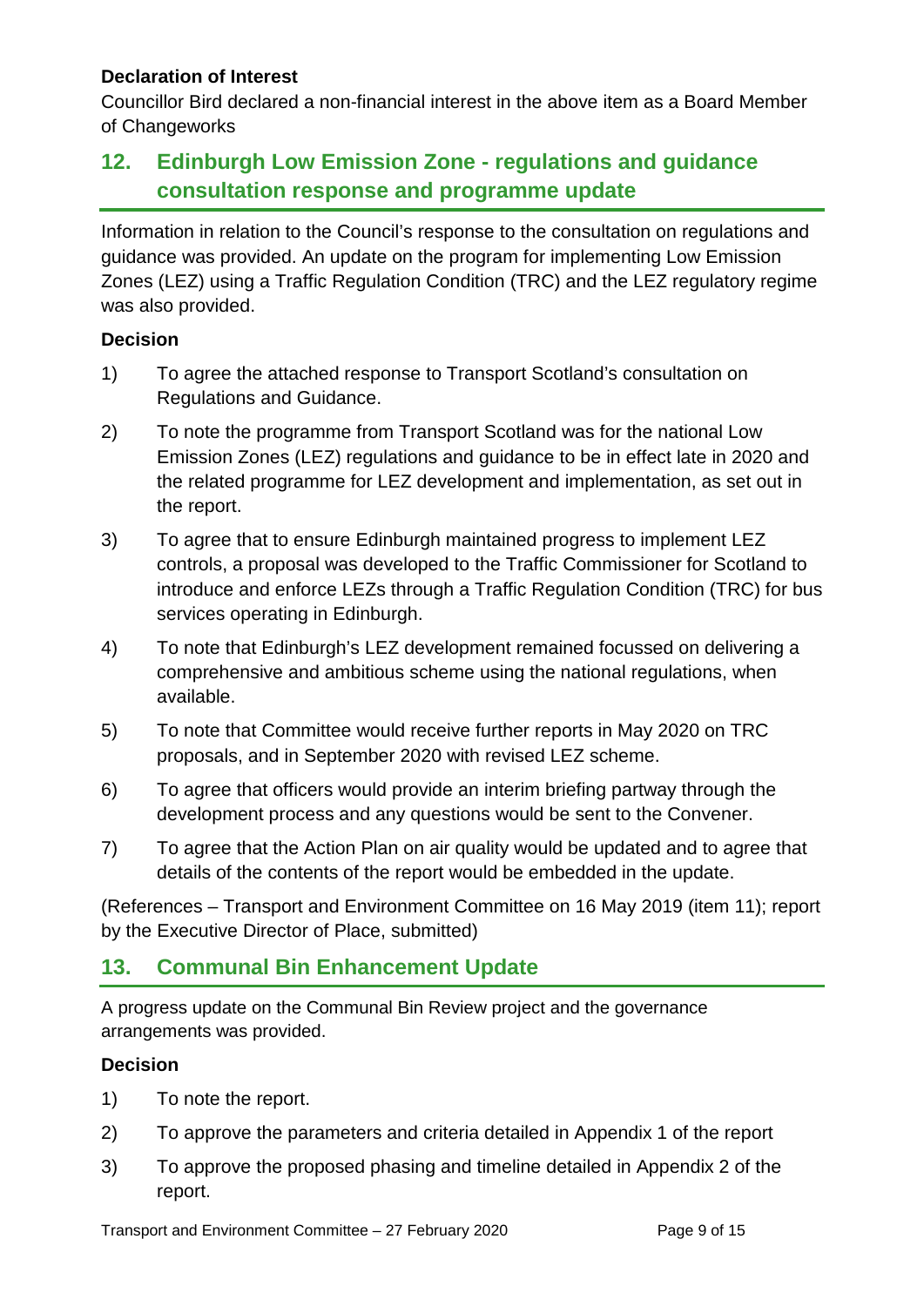**Declaration of Interest**

Councillor Bird declared a non-financial interest in the above item as a Board Member of Changeworks

## 12. Edinburgh Low Emission Zone - regulations and guidance consultation response and programme update

Information in relation to the Council's response to the consultation on regulations and guidance was provided. An update on the program for implementing Low Emission Zones (LEZ) using a Traffic Regulation Condition (TRC) and the LEZ regulatory regime was also provided.

**Decision**

1) To agree the attached response to Transport Scotland's consultation on Regulations and Guidance.

2) To note the programme from Transport Scotland was for the national Low Emission Zones (LEZ) regulations and guidance to be in effect late in 2020 and the related programme for LEZ development and implementation, as set out in the report.

3) To agree that to ensure Edinburgh maintained progress to implement LEZ controls, a proposal was developed to the Traffic Commissioner for Scotland to introduce and enforce LEZs through a Traffic Regulation Condition (TRC) for bus services operating in Edinburgh.

4) To note that Edinburgh's LEZ development remained focussed on delivering a comprehensive and ambitious scheme using the national regulations, when available.

5) To note that Committee would receive further reports in May 2020 on TRC proposals, and in September 2020 with revised LEZ scheme.

6) To agree that officers would provide an interim briefing partway through the development process and any questions would be sent to the Convener.

7) To agree that the Action Plan on air quality would be updated and to agree that details of the contents of the report would be embedded in the update.

(References – Transport and Environment Committee on 16 May 2019 (item 11); report by the Executive Director of Place, submitted)

## 13. Communal Bin Enhancement Update

A progress update on the Communal Bin Review project and the governance arrangements was provided.

**Decision**

1) To note the report.

2) To approve the parameters and criteria detailed in Appendix 1 of the report

3) To approve the proposed phasing and timeline detailed in Appendix 2 of the report.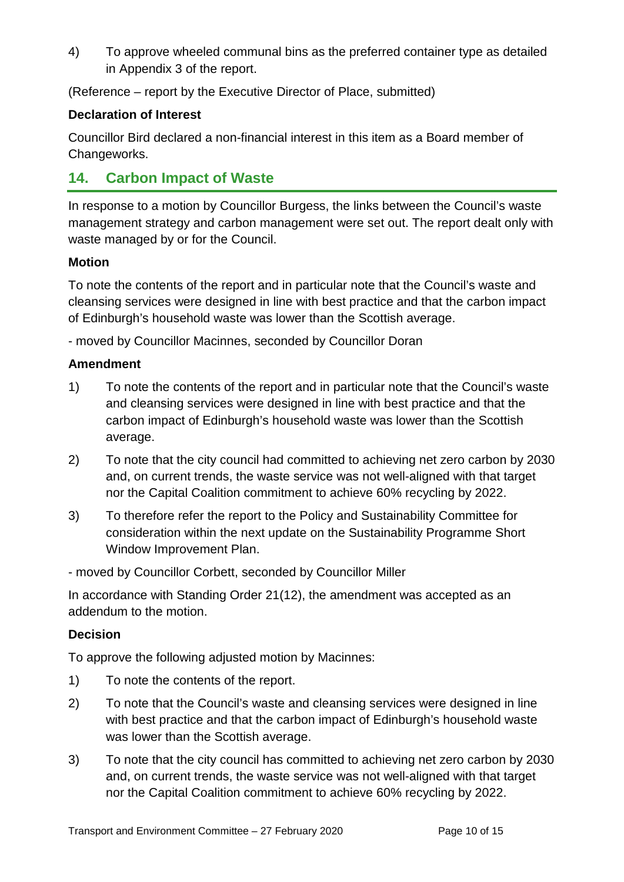4) To approve wheeled communal bins as the preferred container type as detailed in Appendix 3 of the report.

(Reference – report by the Executive Director of Place, submitted)

**Declaration of Interest**

Councillor Bird declared a non-financial interest in this item as a Board member of Changeworks.

## 14. Carbon Impact of Waste

In response to a motion by Councillor Burgess, the links between the Council's waste management strategy and carbon management were set out. The report dealt only with waste managed by or for the Council.

**Motion**

To note the contents of the report and in particular note that the Council's waste and cleansing services were designed in line with best practice and that the carbon impact of Edinburgh's household waste was lower than the Scottish average.

- moved by Councillor Macinnes, seconded by Councillor Doran

**Amendment**

1) To note the contents of the report and in particular note that the Council's waste and cleansing services were designed in line with best practice and that the carbon impact of Edinburgh's household waste was lower than the Scottish average.

2) To note that the city council had committed to achieving net zero carbon by 2030 and, on current trends, the waste service was not well-aligned with that target nor the Capital Coalition commitment to achieve 60% recycling by 2022.

3) To therefore refer the report to the Policy and Sustainability Committee for consideration within the next update on the Sustainability Programme Short Window Improvement Plan.

- moved by Councillor Corbett, seconded by Councillor Miller

In accordance with Standing Order 21(12), the amendment was accepted as an addendum to the motion.

**Decision**

To approve the following adjusted motion by Macinnes:

1) To note the contents of the report.

2) To note that the Council's waste and cleansing services were designed in line with best practice and that the carbon impact of Edinburgh's household waste was lower than the Scottish average.

3) To note that the city council has committed to achieving net zero carbon by 2030 and, on current trends, the waste service was not well-aligned with that target nor the Capital Coalition commitment to achieve 60% recycling by 2022.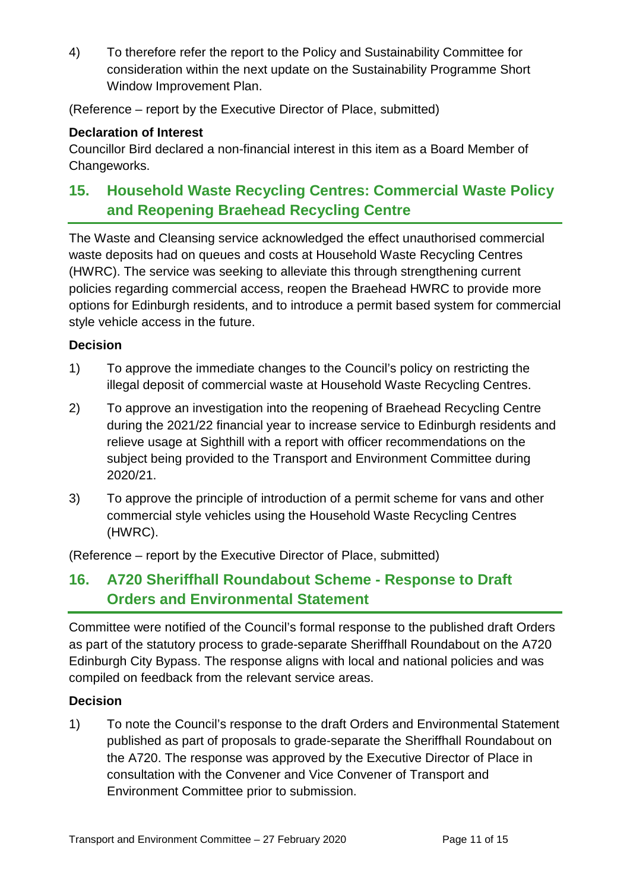4) To therefore refer the report to the Policy and Sustainability Committee for consideration within the next update on the Sustainability Programme Short Window Improvement Plan.

(Reference – report by the Executive Director of Place, submitted)

**Declaration of Interest**

Councillor Bird declared a non-financial interest in this item as a Board Member of Changeworks.

## 15. Household Waste Recycling Centres: Commercial Waste Policy and Reopening Braehead Recycling Centre

The Waste and Cleansing service acknowledged the effect unauthorised commercial waste deposits had on queues and costs at Household Waste Recycling Centres (HWRC). The service was seeking to alleviate this through strengthening current policies regarding commercial access, reopen the Braehead HWRC to provide more options for Edinburgh residents, and to introduce a permit based system for commercial style vehicle access in the future.

**Decision**

1) To approve the immediate changes to the Council's policy on restricting the illegal deposit of commercial waste at Household Waste Recycling Centres.

2) To approve an investigation into the reopening of Braehead Recycling Centre during the 2021/22 financial year to increase service to Edinburgh residents and relieve usage at Sighthill with a report with officer recommendations on the subject being provided to the Transport and Environment Committee during 2020/21.

3) To approve the principle of introduction of a permit scheme for vans and other commercial style vehicles using the Household Waste Recycling Centres (HWRC).

(Reference – report by the Executive Director of Place, submitted)

## 16. A720 Sheriffhall Roundabout Scheme - Response to Draft Orders and Environmental Statement

Committee were notified of the Council's formal response to the published draft Orders as part of the statutory process to grade-separate Sheriffhall Roundabout on the A720 Edinburgh City Bypass. The response aligns with local and national policies and was compiled on feedback from the relevant service areas.

**Decision**

1) To note the Council's response to the draft Orders and Environmental Statement published as part of proposals to grade-separate the Sheriffhall Roundabout on the A720. The response was approved by the Executive Director of Place in consultation with the Convener and Vice Convener of Transport and Environment Committee prior to submission.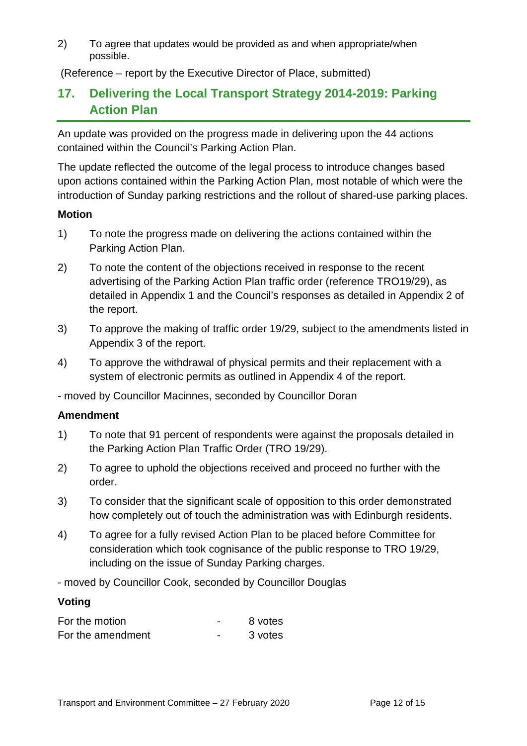2) To agree that updates would be provided as and when appropriate/when possible.

(Reference – report by the Executive Director of Place, submitted)

## 17. Delivering the Local Transport Strategy 2014-2019: Parking Action Plan

An update was provided on the progress made in delivering upon the 44 actions contained within the Council's Parking Action Plan.

The update reflected the outcome of the legal process to introduce changes based upon actions contained within the Parking Action Plan, most notable of which were the introduction of Sunday parking restrictions and the rollout of shared-use parking places.

**Motion**

1) To note the progress made on delivering the actions contained within the Parking Action Plan.

2) To note the content of the objections received in response to the recent advertising of the Parking Action Plan traffic order (reference TRO19/29), as detailed in Appendix 1 and the Council's responses as detailed in Appendix 2 of the report.

3) To approve the making of traffic order 19/29, subject to the amendments listed in Appendix 3 of the report.

4) To approve the withdrawal of physical permits and their replacement with a system of electronic permits as outlined in Appendix 4 of the report.

- moved by Councillor Macinnes, seconded by Councillor Doran

**Amendment**

1) To note that 91 percent of respondents were against the proposals detailed in the Parking Action Plan Traffic Order (TRO 19/29).

2) To agree to uphold the objections received and proceed no further with the order.

3) To consider that the significant scale of opposition to this order demonstrated how completely out of touch the administration was with Edinburgh residents.

4) To agree for a fully revised Action Plan to be placed before Committee for consideration which took cognisance of the public response to TRO 19/29, including on the issue of Sunday Parking charges.

- moved by Councillor Cook, seconded by Councillor Douglas

**Voting**

| | | |
|---|---|---|
| For the motion | - | 8 votes |
| For the amendment | - | 3 votes |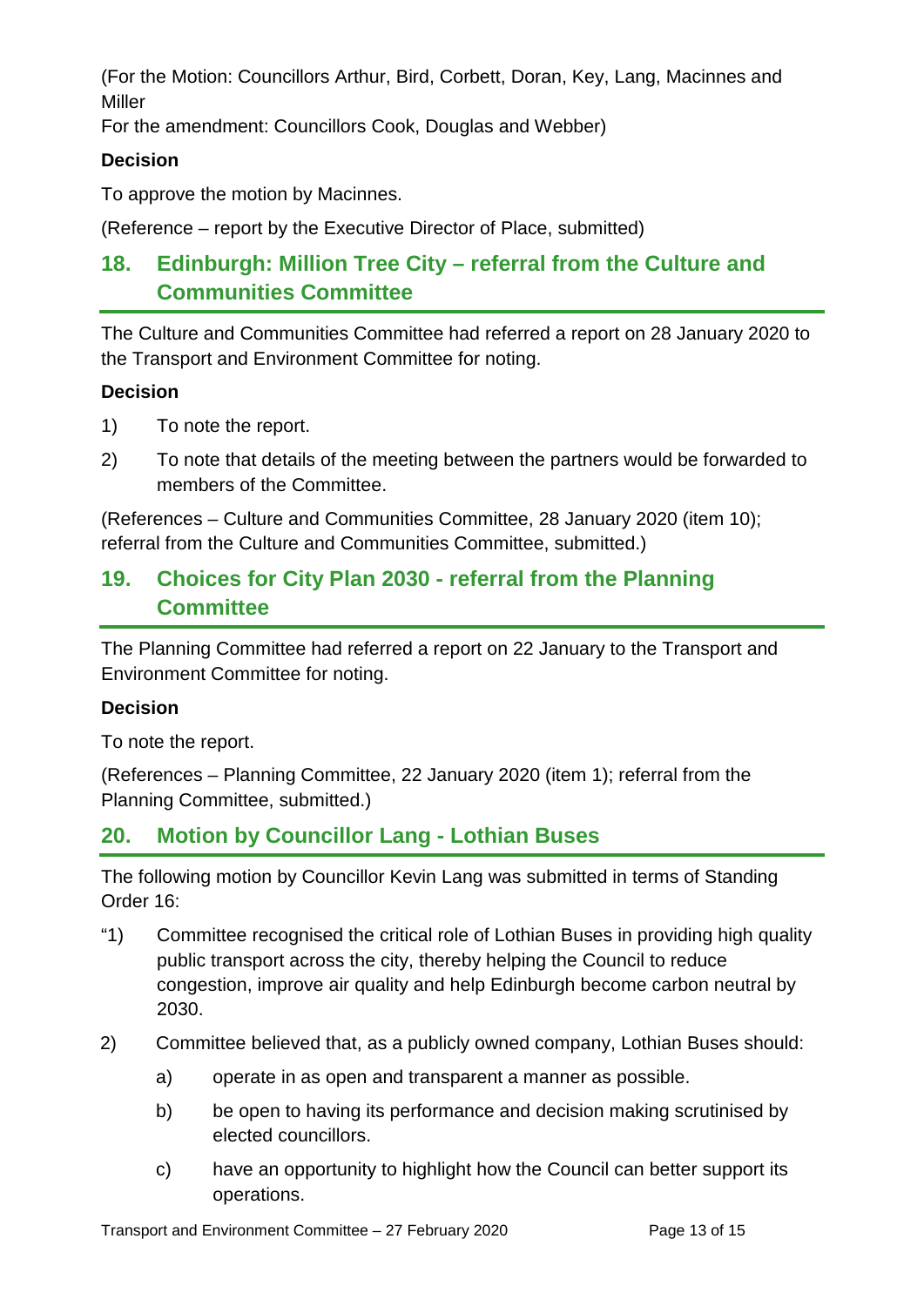(For the Motion: Councillors Arthur, Bird, Corbett, Doran, Key, Lang, Macinnes and Miller
For the amendment: Councillors Cook, Douglas and Webber)

**Decision**

To approve the motion by Macinnes.

(Reference – report by the Executive Director of Place, submitted)

## 18. Edinburgh: Million Tree City – referral from the Culture and Communities Committee

The Culture and Communities Committee had referred a report on 28 January 2020 to the Transport and Environment Committee for noting.

**Decision**

1) To note the report.

2) To note that details of the meeting between the partners would be forwarded to members of the Committee.

(References – Culture and Communities Committee, 28 January 2020 (item 10); referral from the Culture and Communities Committee, submitted.)

## 19. Choices for City Plan 2030 - referral from the Planning Committee

The Planning Committee had referred a report on 22 January to the Transport and Environment Committee for noting.

**Decision**

To note the report.

(References – Planning Committee, 22 January 2020 (item 1); referral from the Planning Committee, submitted.)

## 20. Motion by Councillor Lang - Lothian Buses

The following motion by Councillor Kevin Lang was submitted in terms of Standing Order 16:

"1) Committee recognised the critical role of Lothian Buses in providing high quality public transport across the city, thereby helping the Council to reduce congestion, improve air quality and help Edinburgh become carbon neutral by 2030.

2) Committee believed that, as a publicly owned company, Lothian Buses should:

   a) operate in as open and transparent a manner as possible.

   b) be open to having its performance and decision making scrutinised by elected councillors.

   c) have an opportunity to highlight how the Council can better support its operations.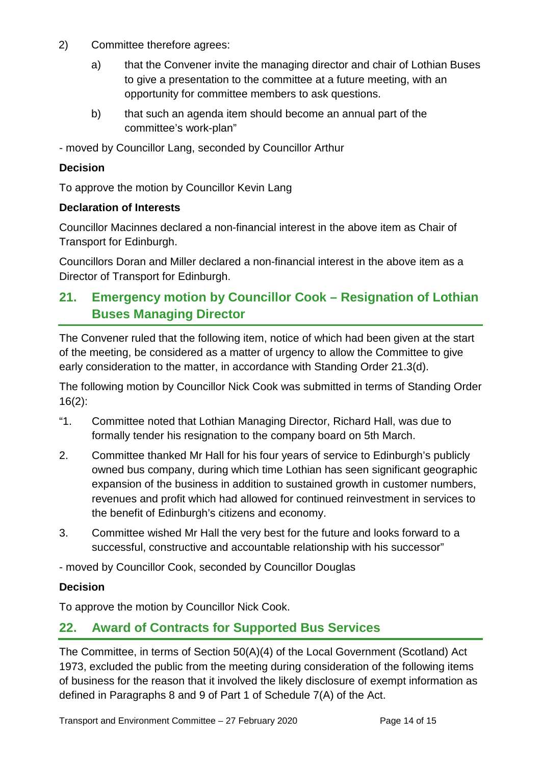2) Committee therefore agrees:

   a) that the Convener invite the managing director and chair of Lothian Buses to give a presentation to the committee at a future meeting, with an opportunity for committee members to ask questions.

   b) that such an agenda item should become an annual part of the committee's work-plan"

- moved by Councillor Lang, seconded by Councillor Arthur

**Decision**

To approve the motion by Councillor Kevin Lang

**Declaration of Interests**

Councillor Macinnes declared a non-financial interest in the above item as Chair of Transport for Edinburgh.

Councillors Doran and Miller declared a non-financial interest in the above item as a Director of Transport for Edinburgh.

## 21. Emergency motion by Councillor Cook – Resignation of Lothian Buses Managing Director

The Convener ruled that the following item, notice of which had been given at the start of the meeting, be considered as a matter of urgency to allow the Committee to give early consideration to the matter, in accordance with Standing Order 21.3(d).

The following motion by Councillor Nick Cook was submitted in terms of Standing Order 16(2):

"1. Committee noted that Lothian Managing Director, Richard Hall, was due to formally tender his resignation to the company board on 5th March.

2. Committee thanked Mr Hall for his four years of service to Edinburgh's publicly owned bus company, during which time Lothian has seen significant geographic expansion of the business in addition to sustained growth in customer numbers, revenues and profit which had allowed for continued reinvestment in services to the benefit of Edinburgh's citizens and economy.

3. Committee wished Mr Hall the very best for the future and looks forward to a successful, constructive and accountable relationship with his successor"

- moved by Councillor Cook, seconded by Councillor Douglas

**Decision**

To approve the motion by Councillor Nick Cook.

## 22. Award of Contracts for Supported Bus Services

The Committee, in terms of Section 50(A)(4) of the Local Government (Scotland) Act 1973, excluded the public from the meeting during consideration of the following items of business for the reason that it involved the likely disclosure of exempt information as defined in Paragraphs 8 and 9 of Part 1 of Schedule 7(A) of the Act.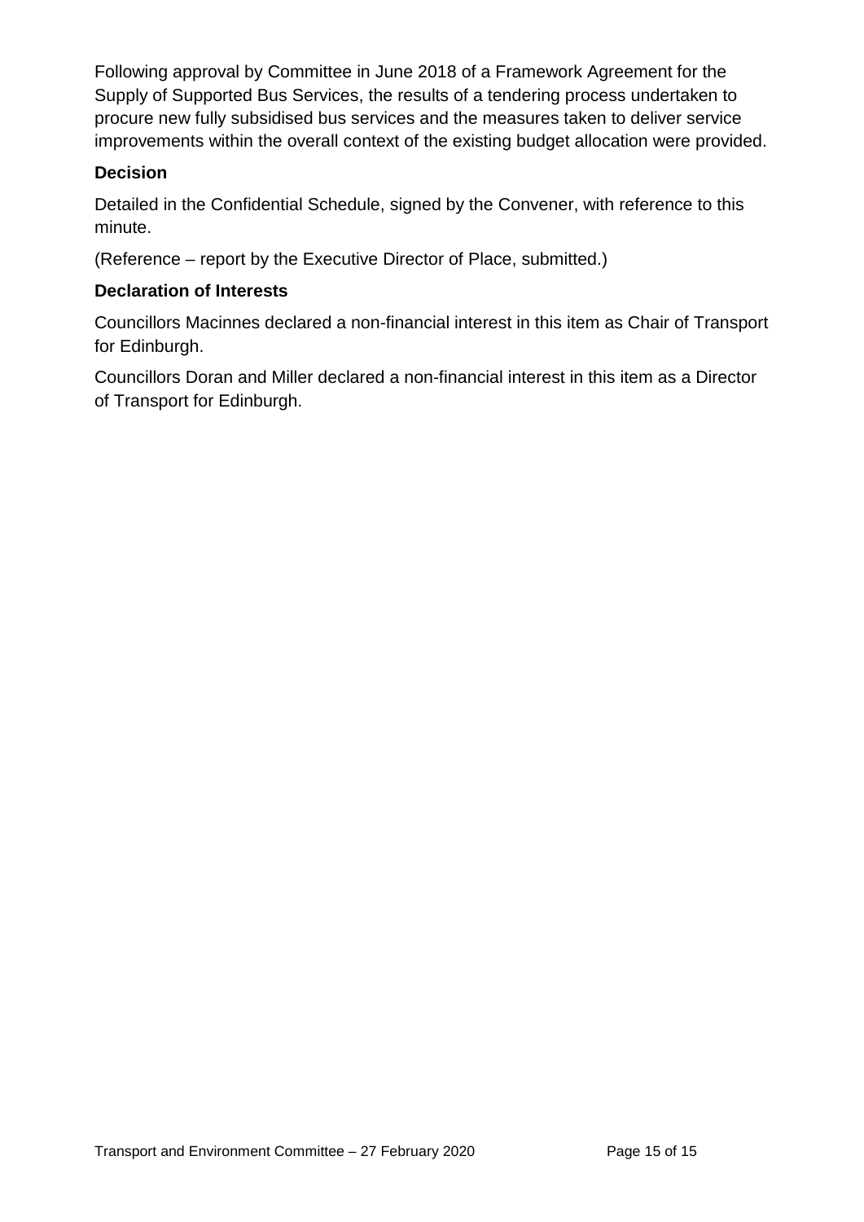Following approval by Committee in June 2018 of a Framework Agreement for the Supply of Supported Bus Services, the results of a tendering process undertaken to procure new fully subsidised bus services and the measures taken to deliver service improvements within the overall context of the existing budget allocation were provided.

**Decision**

Detailed in the Confidential Schedule, signed by the Convener, with reference to this minute.

(Reference – report by the Executive Director of Place, submitted.)

**Declaration of Interests**

Councillors Macinnes declared a non-financial interest in this item as Chair of Transport for Edinburgh.

Councillors Doran and Miller declared a non-financial interest in this item as a Director of Transport for Edinburgh.